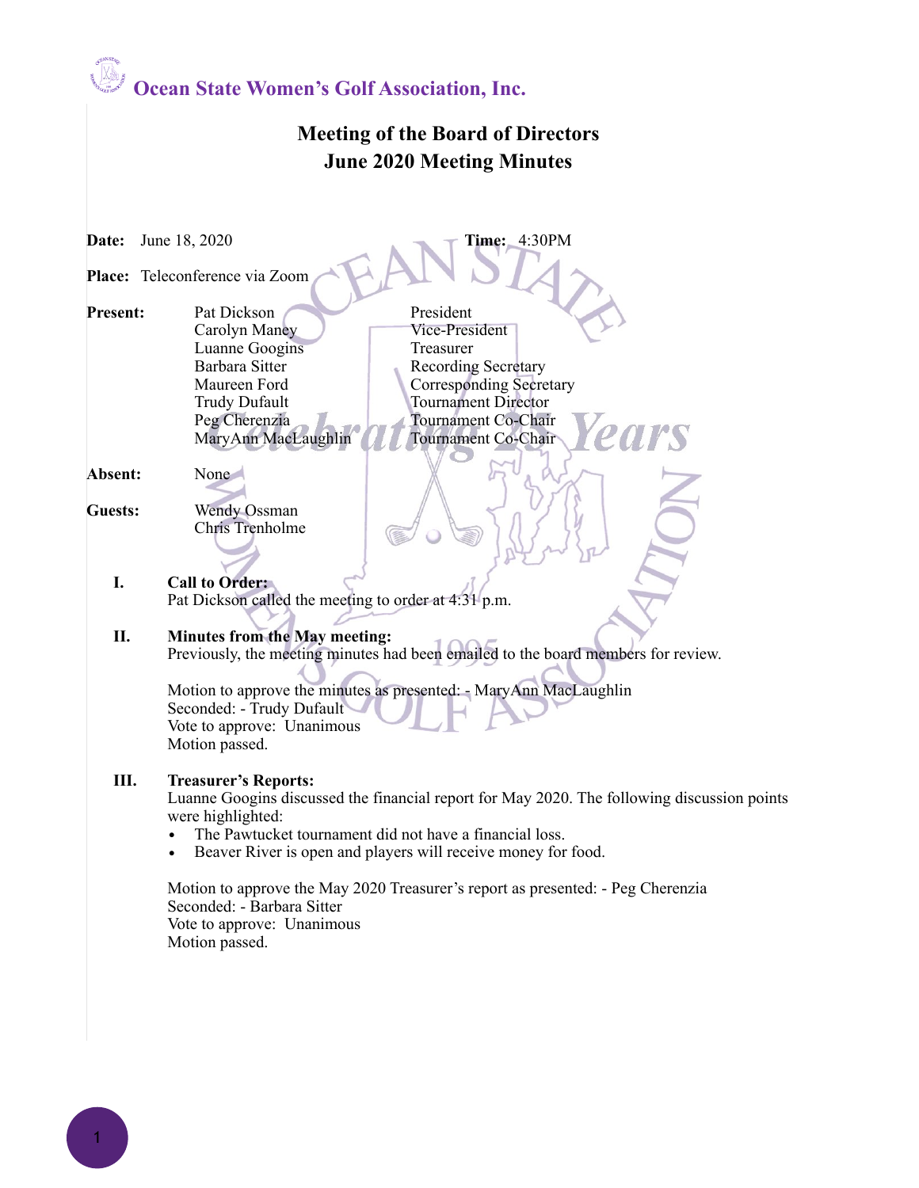# Ocean State Women's Golf Association, Inc.

## Meeting of the Board of Directors
## June 2020 Meeting Minutes

**Date:** June 18, 2020 **Time:** 4:30PM

**Place:** Teleconference via Zoom

**Present:**

| Name | Position |
|---|---|
| Pat Dickson | President |
| Carolyn Maney | Vice-President |
| Luanne Googins | Treasurer |
| Barbara Sitter | Recording Secretary |
| Maureen Ford | Corresponding Secretary |
| Trudy Dufault | Tournament Director |
| Peg Cherenzia | Tournament Co-Chair |
| MaryAnn MacLaughlin | Tournament Co-Chair |

**Absent:** None

**Guests:** Wendy Ossman, Chris Trenholme

**I. Call to Order:**
Pat Dickson called the meeting to order at 4:31 p.m.

**II. Minutes from the May meeting:**
Previously, the meeting minutes had been emailed to the board members for review.

Motion to approve the minutes as presented: - MaryAnn MacLaughlin
Seconded: - Trudy Dufault
Vote to approve: Unanimous
Motion passed.

**III. Treasurer's Reports:**
Luanne Googins discussed the financial report for May 2020. The following discussion points were highlighted:

- The Pawtucket tournament did not have a financial loss.
- Beaver River is open and players will receive money for food.

Motion to approve the May 2020 Treasurer's report as presented: - Peg Cherenzia
Seconded: - Barbara Sitter
Vote to approve: Unanimous
Motion passed.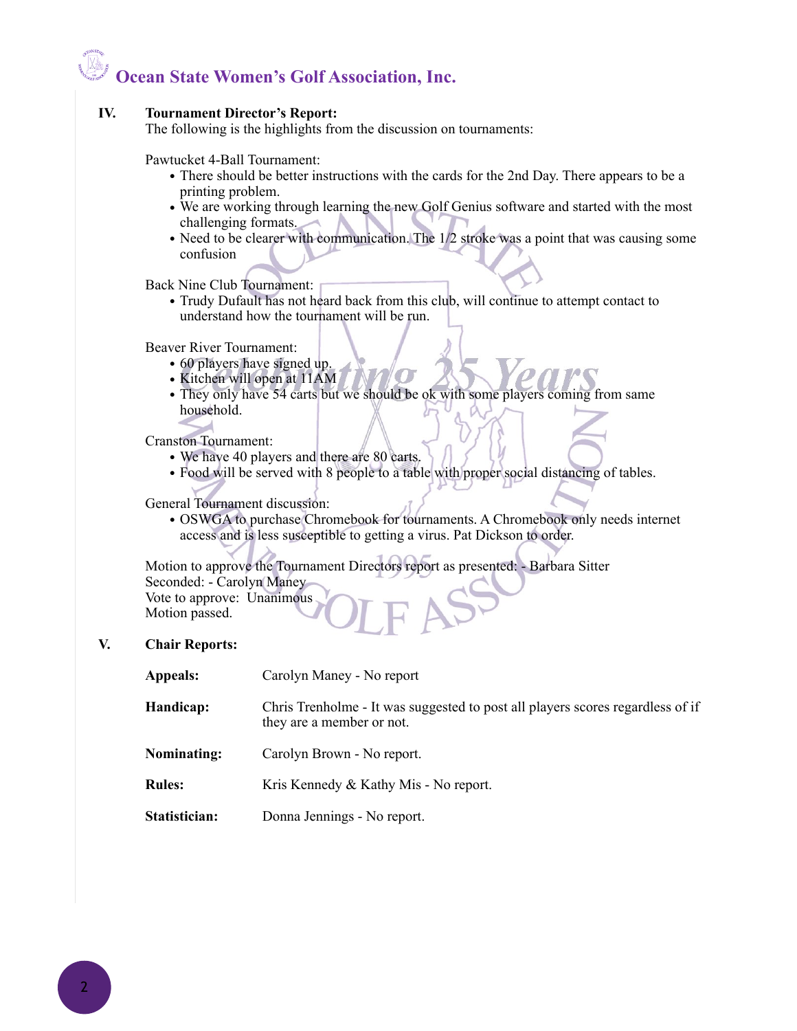## IV. Tournament Director's Report:

The following is the highlights from the discussion on tournaments:

Pawtucket 4-Ball Tournament:

- There should be better instructions with the cards for the 2nd Day. There appears to be a printing problem.
- We are working through learning the new Golf Genius software and started with the most challenging formats.
- Need to be clearer with communication. The 1/2 stroke was a point that was causing some confusion

Back Nine Club Tournament:

- Trudy Dufault has not heard back from this club, will continue to attempt contact to understand how the tournament will be run.

Beaver River Tournament:

- 60 players have signed up.
- Kitchen will open at 11AM
- They only have 54 carts but we should be ok with some players coming from same household.

Cranston Tournament:

- We have 40 players and there are 80 carts.
- Food will be served with 8 people to a table with proper social distancing of tables.

General Tournament discussion:

- OSWGA to purchase Chromebook for tournaments. A Chromebook only needs internet access and is less susceptible to getting a virus. Pat Dickson to order.

Motion to approve the Tournament Directors report as presented: - Barbara Sitter
Seconded: - Carolyn Maney
Vote to approve: Unanimous
Motion passed.

## V. Chair Reports:

**Appeals:** Carolyn Maney - No report

**Handicap:** Chris Trenholme - It was suggested to post all players scores regardless of if they are a member or not.

**Nominating:** Carolyn Brown - No report.

**Rules:** Kris Kennedy & Kathy Mis - No report.

**Statistician:** Donna Jennings - No report.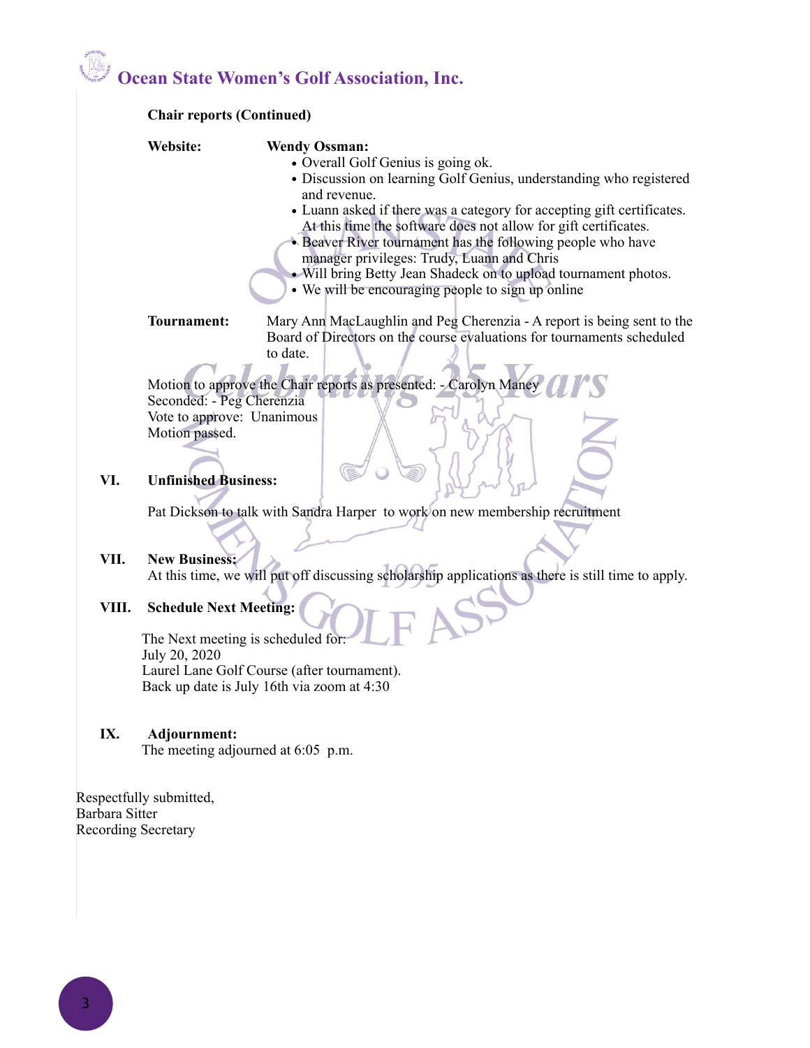**Chair reports (Continued)**

**Website:** **Wendy Ossman:**

- Overall Golf Genius is going ok.
- Discussion on learning Golf Genius, understanding who registered and revenue.
- Luann asked if there was a category for accepting gift certificates. At this time the software does not allow for gift certificates.
- Beaver River tournament has the following people who have manager privileges: Trudy, Luann and Chris
- Will bring Betty Jean Shadeck on to upload tournament photos.
- We will be encouraging people to sign up online

**Tournament:** Mary Ann MacLaughlin and Peg Cherenzia - A report is being sent to the Board of Directors on the course evaluations for tournaments scheduled to date.

Motion to approve the Chair reports as presented: - Carolyn Maney
Seconded: - Peg Cherenzia
Vote to approve: Unanimous
Motion passed.

## VI. Unfinished Business:

Pat Dickson to talk with Sandra Harper to work on new membership recruitment

## VII. New Business:

At this time, we will put off discussing scholarship applications as there is still time to apply.

## VIII. Schedule Next Meeting:

The Next meeting is scheduled for:
July 20, 2020
Laurel Lane Golf Course (after tournament).
Back up date is July 16th via zoom at 4:30

## IX. Adjournment:

The meeting adjourned at 6:05 p.m.

Respectfully submitted,
Barbara Sitter
Recording Secretary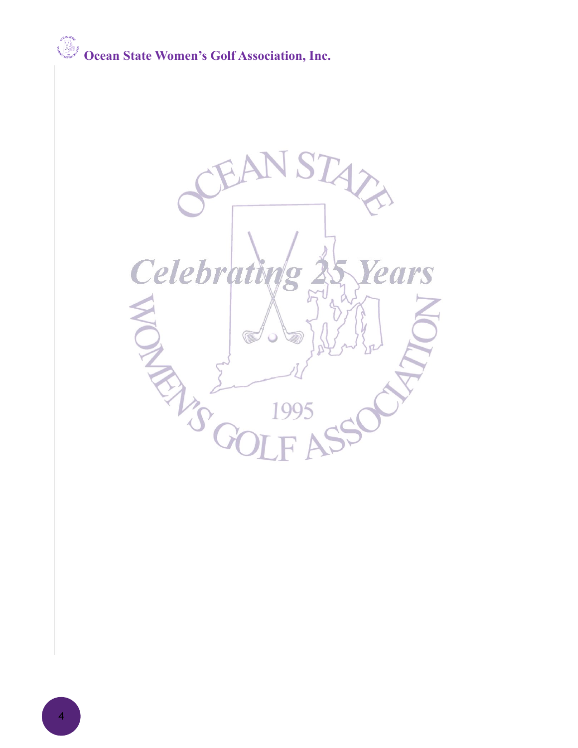Celebrating 25 Years

OCEAN STATE WOMEN'S GOLF ASSOCIATION

1995